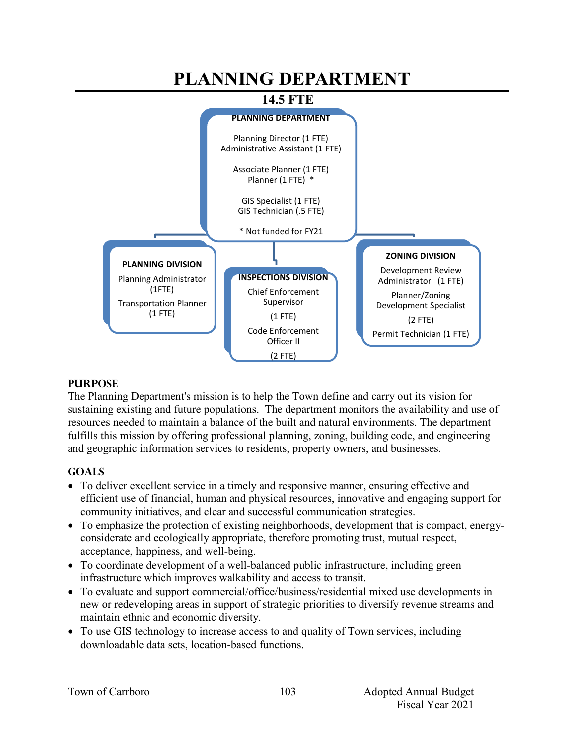# PLANNING DEPARTMENT

**14.5 FTE**

**PLANNING DEPARTMENT**

Planning Director (1 FTE)
Administrative Assistant (1 FTE)

Associate Planner (1 FTE)
Planner (1 FTE) *

GIS Specialist (1 FTE)
GIS Technician (.5 FTE)

\* Not funded for FY21

**PLANNING DIVISION**

Planning Administrator (1FTE)

Transportation Planner (1 FTE)

**INSPECTIONS DIVISION**

Chief Enforcement Supervisor (1 FTE)

Code Enforcement Officer II (2 FTE)

**ZONING DIVISION**

Development Review Administrator (1 FTE)

Planner/Zoning Development Specialist (2 FTE)

Permit Technician (1 FTE)

## PURPOSE

The Planning Department's mission is to help the Town define and carry out its vision for sustaining existing and future populations. The department monitors the availability and use of resources needed to maintain a balance of the built and natural environments. The department fulfills this mission by offering professional planning, zoning, building code, and engineering and geographic information services to residents, property owners, and businesses.

## GOALS

- To deliver excellent service in a timely and responsive manner, ensuring effective and efficient use of financial, human and physical resources, innovative and engaging support for community initiatives, and clear and successful communication strategies.
- To emphasize the protection of existing neighborhoods, development that is compact, energy-considerate and ecologically appropriate, therefore promoting trust, mutual respect, acceptance, happiness, and well-being.
- To coordinate development of a well-balanced public infrastructure, including green infrastructure which improves walkability and access to transit.
- To evaluate and support commercial/office/business/residential mixed use developments in new or redeveloping areas in support of strategic priorities to diversify revenue streams and maintain ethnic and economic diversity.
- To use GIS technology to increase access to and quality of Town services, including downloadable data sets, location-based functions.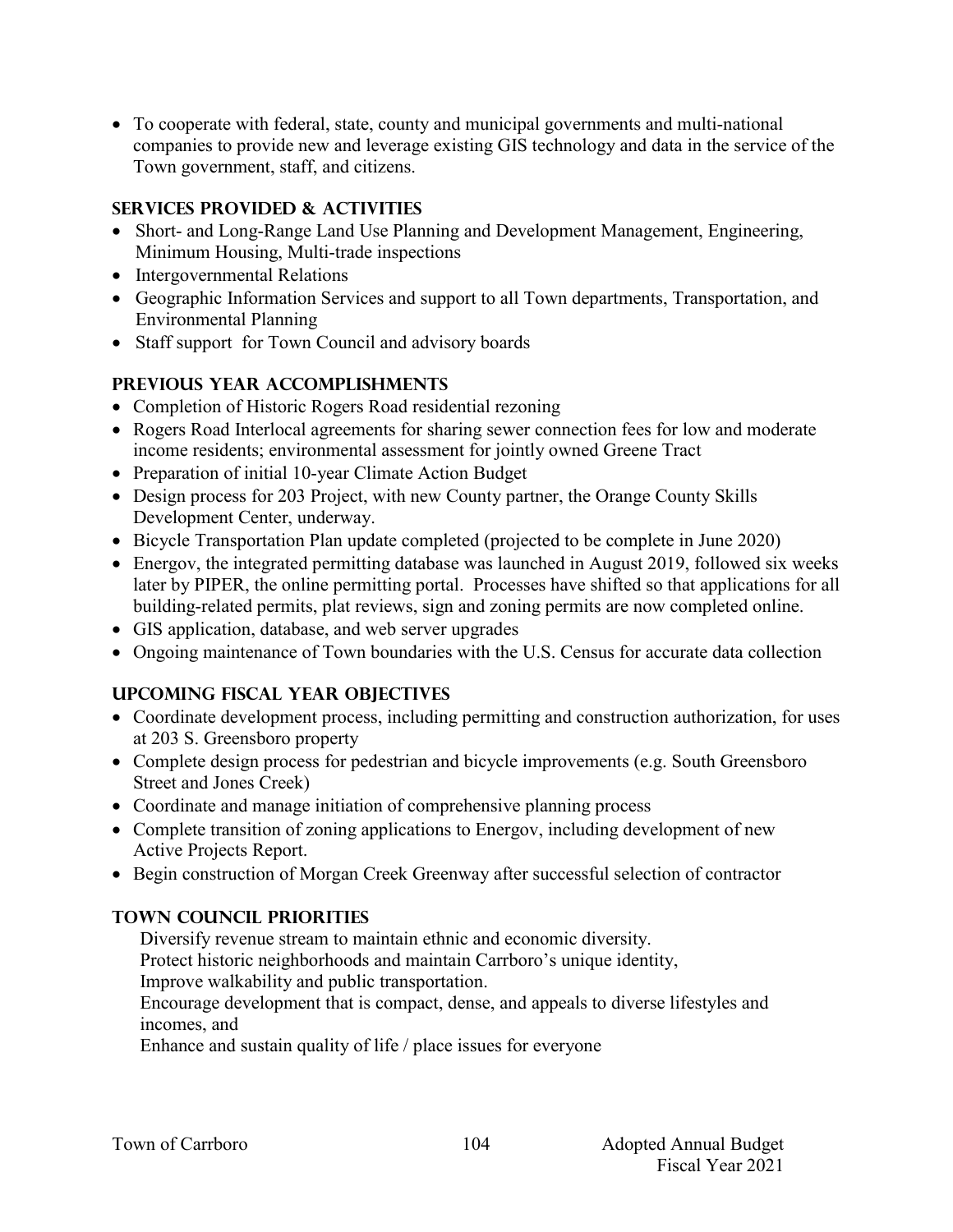- To cooperate with federal, state, county and municipal governments and multi-national companies to provide new and leverage existing GIS technology and data in the service of the Town government, staff, and citizens.

## SERVICES PROVIDED & ACTIVITIES

- Short- and Long-Range Land Use Planning and Development Management, Engineering, Minimum Housing, Multi-trade inspections
- Intergovernmental Relations
- Geographic Information Services and support to all Town departments, Transportation, and Environmental Planning
- Staff support for Town Council and advisory boards

## PREVIOUS YEAR ACCOMPLISHMENTS

- Completion of Historic Rogers Road residential rezoning
- Rogers Road Interlocal agreements for sharing sewer connection fees for low and moderate income residents; environmental assessment for jointly owned Greene Tract
- Preparation of initial 10-year Climate Action Budget
- Design process for 203 Project, with new County partner, the Orange County Skills Development Center, underway.
- Bicycle Transportation Plan update completed (projected to be complete in June 2020)
- Energov, the integrated permitting database was launched in August 2019, followed six weeks later by PIPER, the online permitting portal. Processes have shifted so that applications for all building-related permits, plat reviews, sign and zoning permits are now completed online.
- GIS application, database, and web server upgrades
- Ongoing maintenance of Town boundaries with the U.S. Census for accurate data collection

## UPCOMING FISCAL YEAR OBJECTIVES

- Coordinate development process, including permitting and construction authorization, for uses at 203 S. Greensboro property
- Complete design process for pedestrian and bicycle improvements (e.g. South Greensboro Street and Jones Creek)
- Coordinate and manage initiation of comprehensive planning process
- Complete transition of zoning applications to Energov, including development of new Active Projects Report.
- Begin construction of Morgan Creek Greenway after successful selection of contractor

## TOWN COUNCIL PRIORITIES

Diversify revenue stream to maintain ethnic and economic diversity.
Protect historic neighborhoods and maintain Carrboro's unique identity,
Improve walkability and public transportation.
Encourage development that is compact, dense, and appeals to diverse lifestyles and incomes, and
Enhance and sustain quality of life / place issues for everyone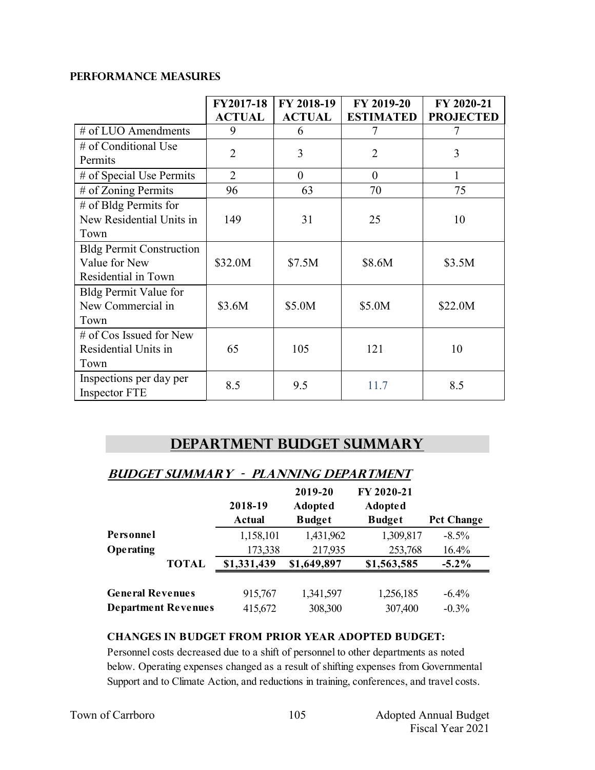### PERFORMANCE MEASURES

| | FY2017-18 ACTUAL | FY 2018-19 ACTUAL | FY 2019-20 ESTIMATED | FY 2020-21 PROJECTED |
|---|---|---|---|---|
| # of LUO Amendments | 9 | 6 | 7 | 7 |
| # of Conditional Use Permits | 2 | 3 | 2 | 3 |
| # of Special Use Permits | 2 | 0 | 0 | 1 |
| # of Zoning Permits | 96 | 63 | 70 | 75 |
| # of Bldg Permits for New Residential Units in Town | 149 | 31 | 25 | 10 |
| Bldg Permit Construction Value for New Residential in Town | $32.0M | $7.5M | $8.6M | $3.5M |
| Bldg Permit Value for New Commercial in Town | $3.6M | $5.0M | $5.0M | $22.0M |
| # of Cos Issued for New Residential Units in Town | 65 | 105 | 121 | 10 |
| Inspections per day per Inspector FTE | 8.5 | 9.5 | 11.7 | 8.5 |

## DEPARTMENT BUDGET SUMMARY

### *BUDGET SUMMARY - PLANNING DEPARTMENT*

| | 2018-19 Actual | 2019-20 Adopted Budget | FY 2020-21 Adopted Budget | Pct Change |
|---|---|---|---|---|
| **Personnel** | 1,158,101 | 1,431,962 | 1,309,817 | -8.5% |
| **Operating** | 173,338 | 217,935 | 253,768 | 16.4% |
| **TOTAL** | **$1,331,439** | **$1,649,897** | **$1,563,585** | **-5.2%** |
| | | | | |
| **General Revenues** | 915,767 | 1,341,597 | 1,256,185 | -6.4% |
| **Department Revenues** | 415,672 | 308,300 | 307,400 | -0.3% |

**CHANGES IN BUDGET FROM PRIOR YEAR ADOPTED BUDGET:**

Personnel costs decreased due to a shift of personnel to other departments as noted below. Operating expenses changed as a result of shifting expenses from Governmental Support and to Climate Action, and reductions in training, conferences, and travel costs.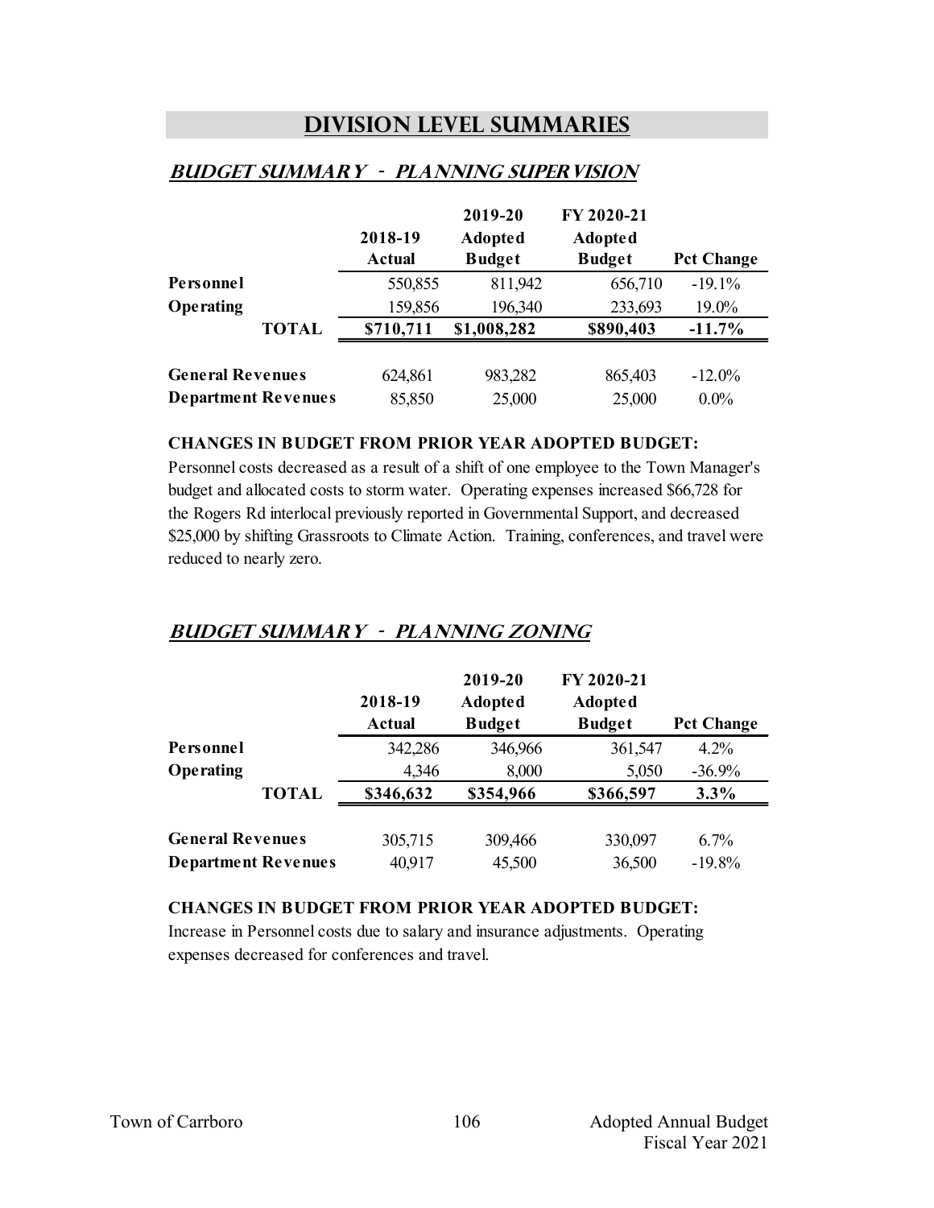# DIVISION LEVEL SUMMARIES

## BUDGET SUMMARY - PLANNING SUPERVISION

| | 2018-19 Actual | 2019-20 Adopted Budget | FY 2020-21 Adopted Budget | Pct Change |
|---|---|---|---|---|
| **Personnel** | 550,855 | 811,942 | 656,710 | -19.1% |
| **Operating** | 159,856 | 196,340 | 233,693 | 19.0% |
| **TOTAL** | **$710,711** | **$1,008,282** | **$890,403** | **-11.7%** |
| | | | | |
| **General Revenues** | 624,861 | 983,282 | 865,403 | -12.0% |
| **Department Revenues** | 85,850 | 25,000 | 25,000 | 0.0% |

**CHANGES IN BUDGET FROM PRIOR YEAR ADOPTED BUDGET:**

Personnel costs decreased as a result of a shift of one employee to the Town Manager's budget and allocated costs to storm water. Operating expenses increased $66,728 for the Rogers Rd interlocal previously reported in Governmental Support, and decreased $25,000 by shifting Grassroots to Climate Action. Training, conferences, and travel were reduced to nearly zero.

## BUDGET SUMMARY - PLANNING ZONING

| | 2018-19 Actual | 2019-20 Adopted Budget | FY 2020-21 Adopted Budget | Pct Change |
|---|---|---|---|---|
| **Personnel** | 342,286 | 346,966 | 361,547 | 4.2% |
| **Operating** | 4,346 | 8,000 | 5,050 | -36.9% |
| **TOTAL** | **$346,632** | **$354,966** | **$366,597** | **3.3%** |
| | | | | |
| **General Revenues** | 305,715 | 309,466 | 330,097 | 6.7% |
| **Department Revenues** | 40,917 | 45,500 | 36,500 | -19.8% |

**CHANGES IN BUDGET FROM PRIOR YEAR ADOPTED BUDGET:**

Increase in Personnel costs due to salary and insurance adjustments. Operating expenses decreased for conferences and travel.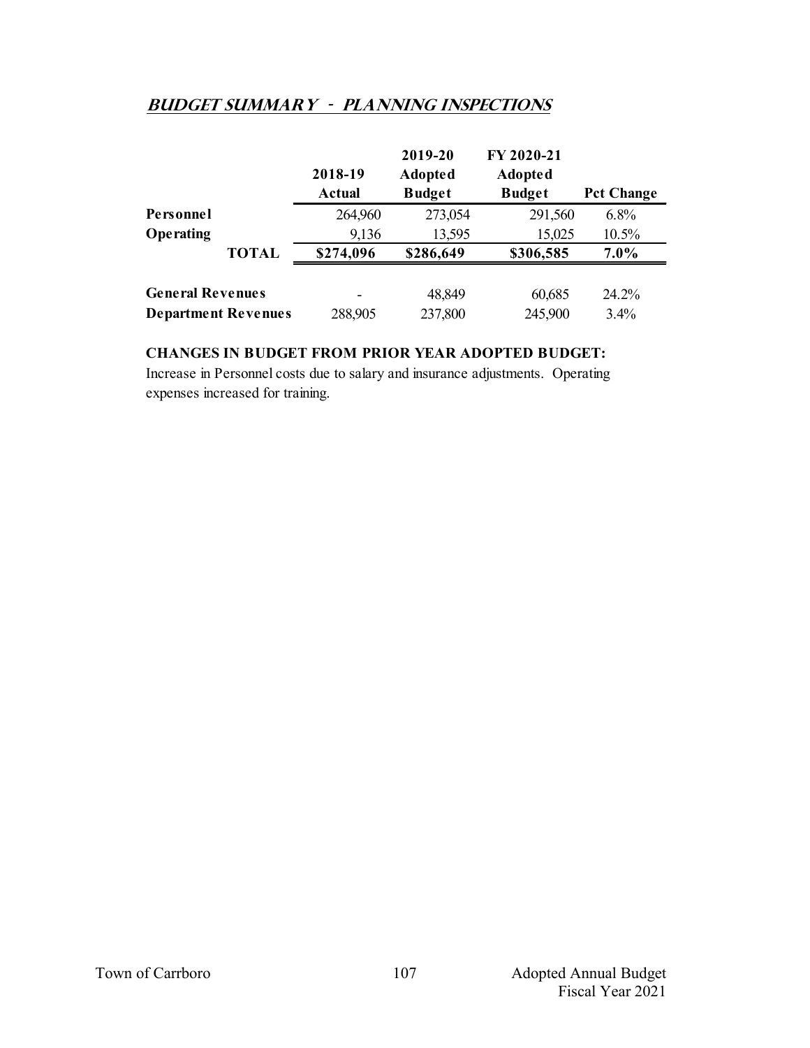## *BUDGET SUMMARY - PLANNING INSPECTIONS*

| | 2018-19 Actual | 2019-20 Adopted Budget | FY 2020-21 Adopted Budget | Pct Change |
|---|---|---|---|---|
| **Personnel** | 264,960 | 273,054 | 291,560 | 6.8% |
| **Operating** | 9,136 | 13,595 | 15,025 | 10.5% |
| **TOTAL** | **$274,096** | **$286,649** | **$306,585** | **7.0%** |
| | | | | |
| **General Revenues** | - | 48,849 | 60,685 | 24.2% |
| **Department Revenues** | 288,905 | 237,800 | 245,900 | 3.4% |

**CHANGES IN BUDGET FROM PRIOR YEAR ADOPTED BUDGET:**
Increase in Personnel costs due to salary and insurance adjustments. Operating expenses increased for training.